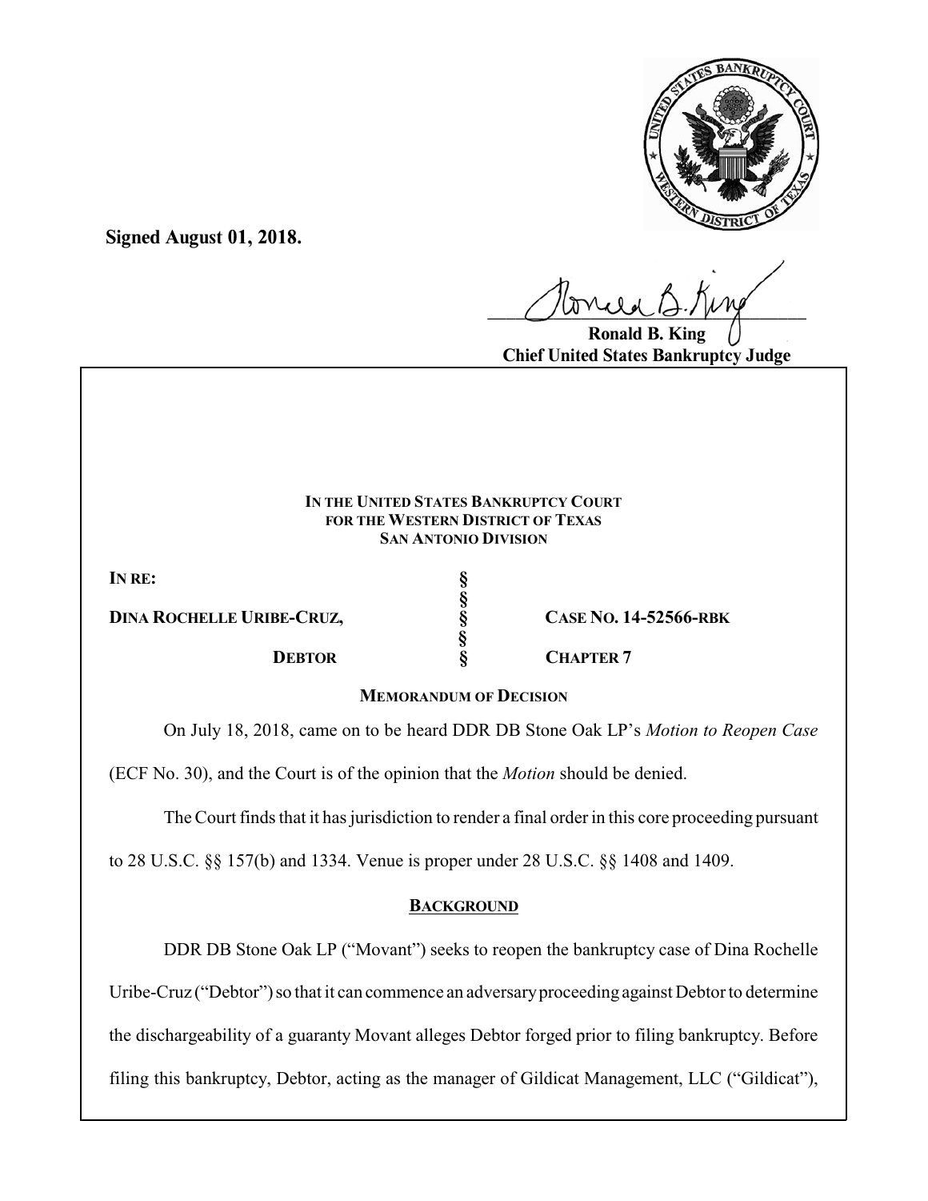**Signed August 01, 2018.**

**Ronald B. King**
**Chief United States Bankruptcy Judge**

**IN THE UNITED STATES BANKRUPTCY COURT**
**FOR THE WESTERN DISTRICT OF TEXAS**
**SAN ANTONIO DIVISION**

| | | |
|---|---|---|
| **IN RE:** | § | |
| | § | |
| **DINA ROCHELLE URIBE-CRUZ,** | § | **CASE NO. 14-52566-RBK** |
| | § | |
| **DEBTOR** | § | **CHAPTER 7** |

**MEMORANDUM OF DECISION**

On July 18, 2018, came on to be heard DDR DB Stone Oak LP's *Motion to Reopen Case* (ECF No. 30), and the Court is of the opinion that the *Motion* should be denied.

The Court finds that it has jurisdiction to render a final order in this core proceeding pursuant to 28 U.S.C. §§ 157(b) and 1334. Venue is proper under 28 U.S.C. §§ 1408 and 1409.

**BACKGROUND**

DDR DB Stone Oak LP ("Movant") seeks to reopen the bankruptcy case of Dina Rochelle Uribe-Cruz ("Debtor") so that it can commence an adversary proceeding against Debtor to determine the dischargeability of a guaranty Movant alleges Debtor forged prior to filing bankruptcy. Before filing this bankruptcy, Debtor, acting as the manager of Gildicat Management, LLC ("Gildicat"),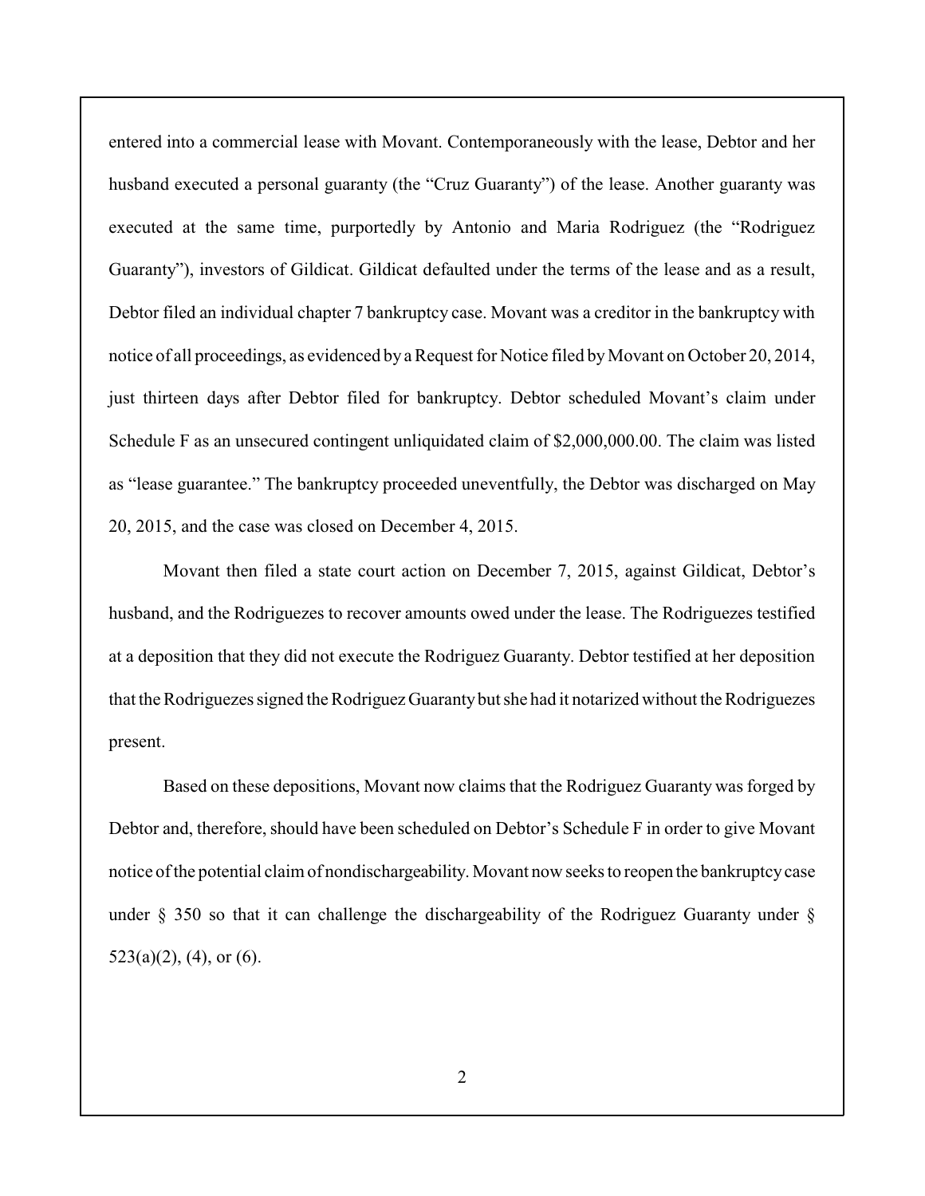entered into a commercial lease with Movant. Contemporaneously with the lease, Debtor and her husband executed a personal guaranty (the "Cruz Guaranty") of the lease. Another guaranty was executed at the same time, purportedly by Antonio and Maria Rodriguez (the "Rodriguez Guaranty"), investors of Gildicat. Gildicat defaulted under the terms of the lease and as a result, Debtor filed an individual chapter 7 bankruptcy case. Movant was a creditor in the bankruptcy with notice of all proceedings, as evidenced by a Request for Notice filed by Movant on October 20, 2014, just thirteen days after Debtor filed for bankruptcy. Debtor scheduled Movant's claim under Schedule F as an unsecured contingent unliquidated claim of $2,000,000.00. The claim was listed as "lease guarantee." The bankruptcy proceeded uneventfully, the Debtor was discharged on May 20, 2015, and the case was closed on December 4, 2015.

Movant then filed a state court action on December 7, 2015, against Gildicat, Debtor's husband, and the Rodriguezes to recover amounts owed under the lease. The Rodriguezes testified at a deposition that they did not execute the Rodriguez Guaranty. Debtor testified at her deposition that the Rodriguezes signed the Rodriguez Guaranty but she had it notarized without the Rodriguezes present.

Based on these depositions, Movant now claims that the Rodriguez Guaranty was forged by Debtor and, therefore, should have been scheduled on Debtor's Schedule F in order to give Movant notice of the potential claim of nondischargeability. Movant now seeks to reopen the bankruptcy case under § 350 so that it can challenge the dischargeability of the Rodriguez Guaranty under § 523(a)(2), (4), or (6).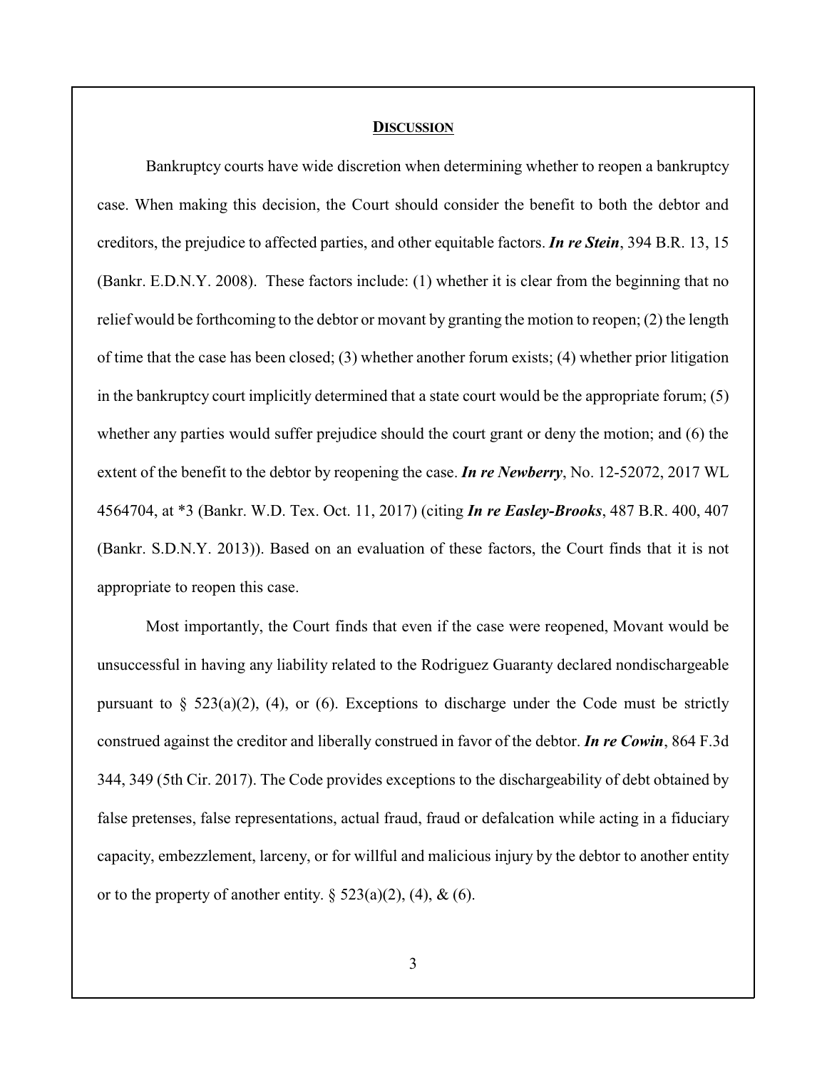## **DISCUSSION**

Bankruptcy courts have wide discretion when determining whether to reopen a bankruptcy case. When making this decision, the Court should consider the benefit to both the debtor and creditors, the prejudice to affected parties, and other equitable factors. ***In re Stein***, 394 B.R. 13, 15 (Bankr. E.D.N.Y. 2008). These factors include: (1) whether it is clear from the beginning that no relief would be forthcoming to the debtor or movant by granting the motion to reopen; (2) the length of time that the case has been closed; (3) whether another forum exists; (4) whether prior litigation in the bankruptcy court implicitly determined that a state court would be the appropriate forum; (5) whether any parties would suffer prejudice should the court grant or deny the motion; and (6) the extent of the benefit to the debtor by reopening the case. ***In re Newberry***, No. 12-52072, 2017 WL 4564704, at *3 (Bankr. W.D. Tex. Oct. 11, 2017) (citing ***In re Easley-Brooks***, 487 B.R. 400, 407 (Bankr. S.D.N.Y. 2013)). Based on an evaluation of these factors, the Court finds that it is not appropriate to reopen this case.

Most importantly, the Court finds that even if the case were reopened, Movant would be unsuccessful in having any liability related to the Rodriguez Guaranty declared nondischargeable pursuant to § 523(a)(2), (4), or (6). Exceptions to discharge under the Code must be strictly construed against the creditor and liberally construed in favor of the debtor. ***In re Cowin***, 864 F.3d 344, 349 (5th Cir. 2017). The Code provides exceptions to the dischargeability of debt obtained by false pretenses, false representations, actual fraud, fraud or defalcation while acting in a fiduciary capacity, embezzlement, larceny, or for willful and malicious injury by the debtor to another entity or to the property of another entity. § 523(a)(2), (4), & (6).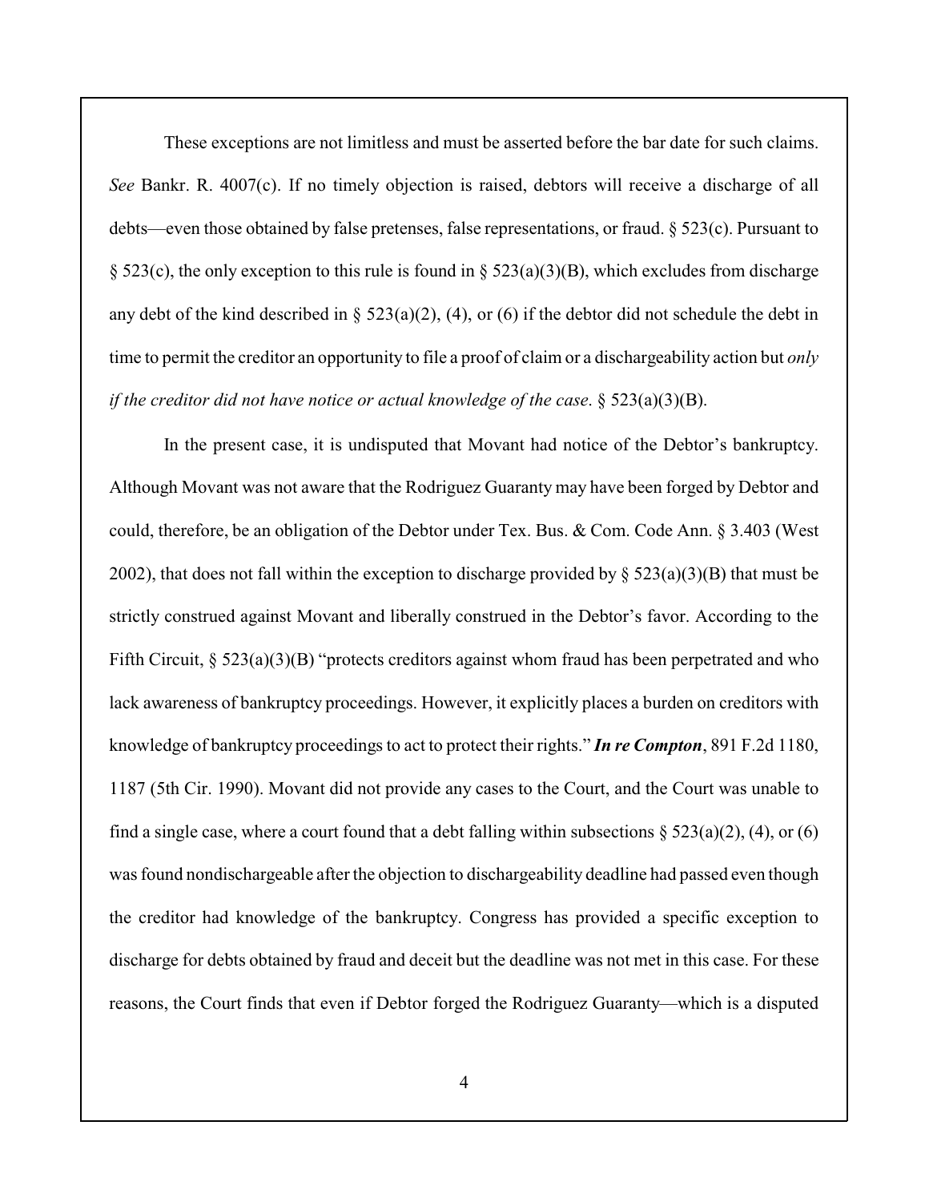These exceptions are not limitless and must be asserted before the bar date for such claims. *See* Bankr. R. 4007(c). If no timely objection is raised, debtors will receive a discharge of all debts—even those obtained by false pretenses, false representations, or fraud. § 523(c). Pursuant to § 523(c), the only exception to this rule is found in § 523(a)(3)(B), which excludes from discharge any debt of the kind described in § 523(a)(2), (4), or (6) if the debtor did not schedule the debt in time to permit the creditor an opportunity to file a proof of claim or a dischargeability action but *only if the creditor did not have notice or actual knowledge of the case*. § 523(a)(3)(B).

In the present case, it is undisputed that Movant had notice of the Debtor's bankruptcy. Although Movant was not aware that the Rodriguez Guaranty may have been forged by Debtor and could, therefore, be an obligation of the Debtor under Tex. Bus. & Com. Code Ann. § 3.403 (West 2002), that does not fall within the exception to discharge provided by § 523(a)(3)(B) that must be strictly construed against Movant and liberally construed in the Debtor's favor. According to the Fifth Circuit, § 523(a)(3)(B) "protects creditors against whom fraud has been perpetrated and who lack awareness of bankruptcy proceedings. However, it explicitly places a burden on creditors with knowledge of bankruptcy proceedings to act to protect their rights." ***In re Compton***, 891 F.2d 1180, 1187 (5th Cir. 1990). Movant did not provide any cases to the Court, and the Court was unable to find a single case, where a court found that a debt falling within subsections § 523(a)(2), (4), or (6) was found nondischargeable after the objection to dischargeability deadline had passed even though the creditor had knowledge of the bankruptcy. Congress has provided a specific exception to discharge for debts obtained by fraud and deceit but the deadline was not met in this case. For these reasons, the Court finds that even if Debtor forged the Rodriguez Guaranty—which is a disputed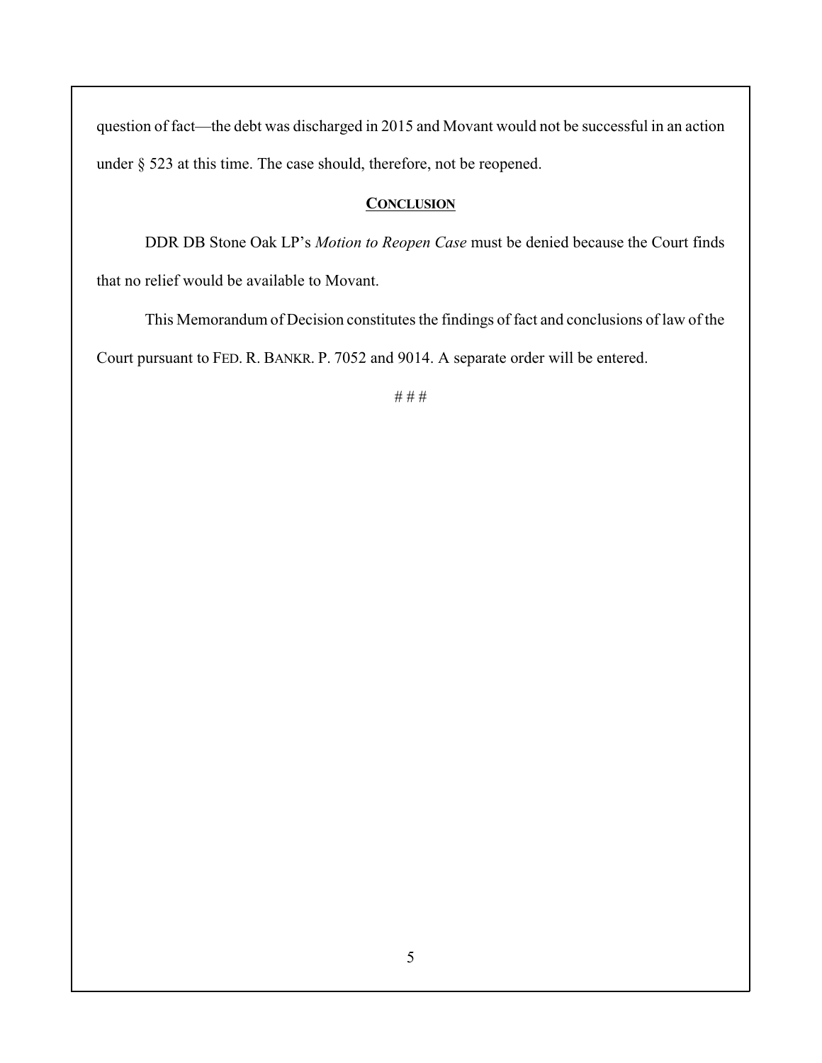question of fact—the debt was discharged in 2015 and Movant would not be successful in an action under § 523 at this time. The case should, therefore, not be reopened.

## **CONCLUSION**

DDR DB Stone Oak LP's *Motion to Reopen Case* must be denied because the Court finds that no relief would be available to Movant.

This Memorandum of Decision constitutes the findings of fact and conclusions of law of the Court pursuant to FED. R. BANKR. P. 7052 and 9014. A separate order will be entered.

# # #